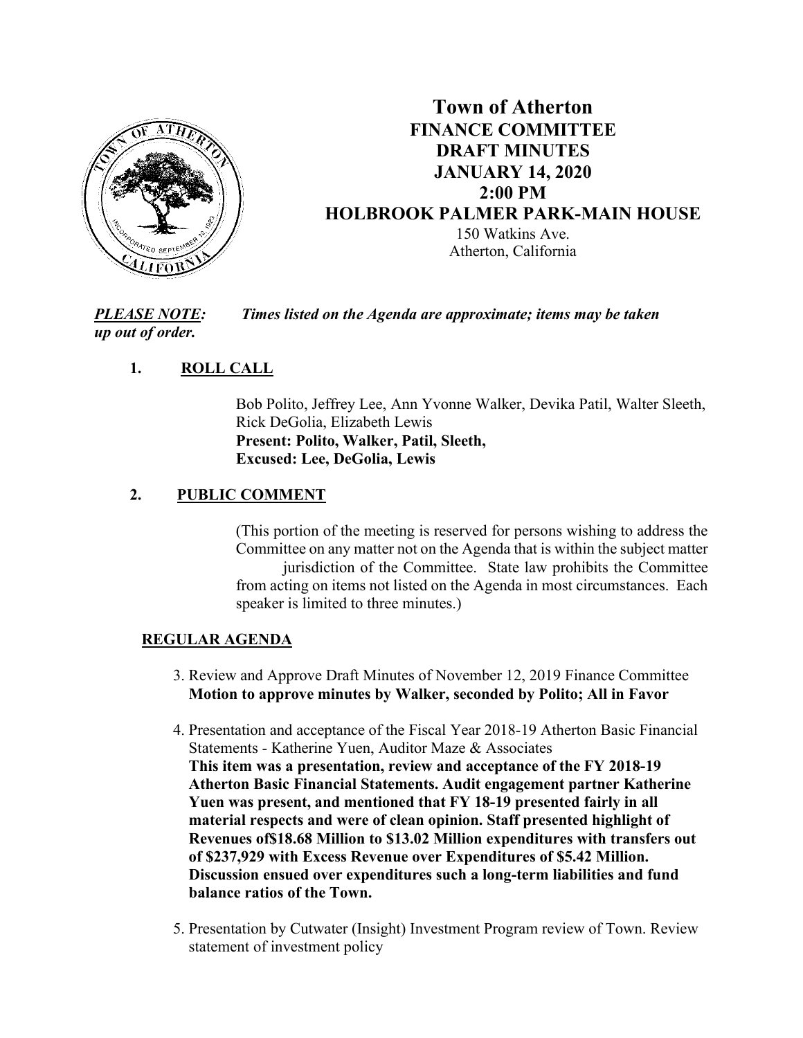# Town of Atherton
## FINANCE COMMITTEE
## DRAFT MINUTES
## JANUARY 14, 2020
## 2:00 PM
## HOLBROOK PALMER PARK-MAIN HOUSE

150 Watkins Ave.
Atherton, California

***PLEASE NOTE:*** ***Times listed on the Agenda are approximate; items may be taken up out of order.***

1. **ROLL CALL**

   Bob Polito, Jeffrey Lee, Ann Yvonne Walker, Devika Patil, Walter Sleeth, Rick DeGolia, Elizabeth Lewis
   **Present: Polito, Walker, Patil, Sleeth,**
   **Excused: Lee, DeGolia, Lewis**

2. **PUBLIC COMMENT**

   (This portion of the meeting is reserved for persons wishing to address the Committee on any matter not on the Agenda that is within the subject matter jurisdiction of the Committee. State law prohibits the Committee from acting on items not listed on the Agenda in most circumstances. Each speaker is limited to three minutes.)

**REGULAR AGENDA**

3. Review and Approve Draft Minutes of November 12, 2019 Finance Committee
   **Motion to approve minutes by Walker, seconded by Polito; All in Favor**

4. Presentation and acceptance of the Fiscal Year 2018-19 Atherton Basic Financial Statements - Katherine Yuen, Auditor Maze & Associates
   **This item was a presentation, review and acceptance of the FY 2018-19 Atherton Basic Financial Statements. Audit engagement partner Katherine Yuen was present, and mentioned that FY 18-19 presented fairly in all material respects and were of clean opinion. Staff presented highlight of Revenues of$18.68 Million to $13.02 Million expenditures with transfers out of $237,929 with Excess Revenue over Expenditures of $5.42 Million. Discussion ensued over expenditures such a long-term liabilities and fund balance ratios of the Town.**

5. Presentation by Cutwater (Insight) Investment Program review of Town. Review statement of investment policy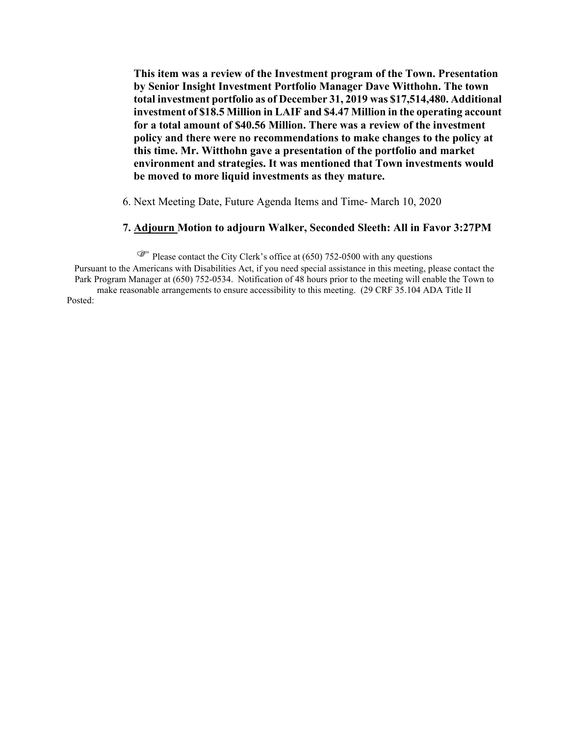**This item was a review of the Investment program of the Town. Presentation by Senior Insight Investment Portfolio Manager Dave Witthohn. The town total investment portfolio as of December 31, 2019 was $17,514,480. Additional investment of $18.5 Million in LAIF and $4.47 Million in the operating account for a total amount of $40.56 Million. There was a review of the investment policy and there were no recommendations to make changes to the policy at this time. Mr. Witthohn gave a presentation of the portfolio and market environment and strategies. It was mentioned that Town investments would be moved to more liquid investments as they mature.**

6. Next Meeting Date, Future Agenda Items and Time- March 10, 2020

7. **Adjourn Motion to adjourn Walker, Seconded Sleeth: All in Favor 3:27PM**

☞ Please contact the City Clerk's office at (650) 752-0500 with any questions

Pursuant to the Americans with Disabilities Act, if you need special assistance in this meeting, please contact the Park Program Manager at (650) 752-0534. Notification of 48 hours prior to the meeting will enable the Town to make reasonable arrangements to ensure accessibility to this meeting. (29 CRF 35.104 ADA Title II

Posted: